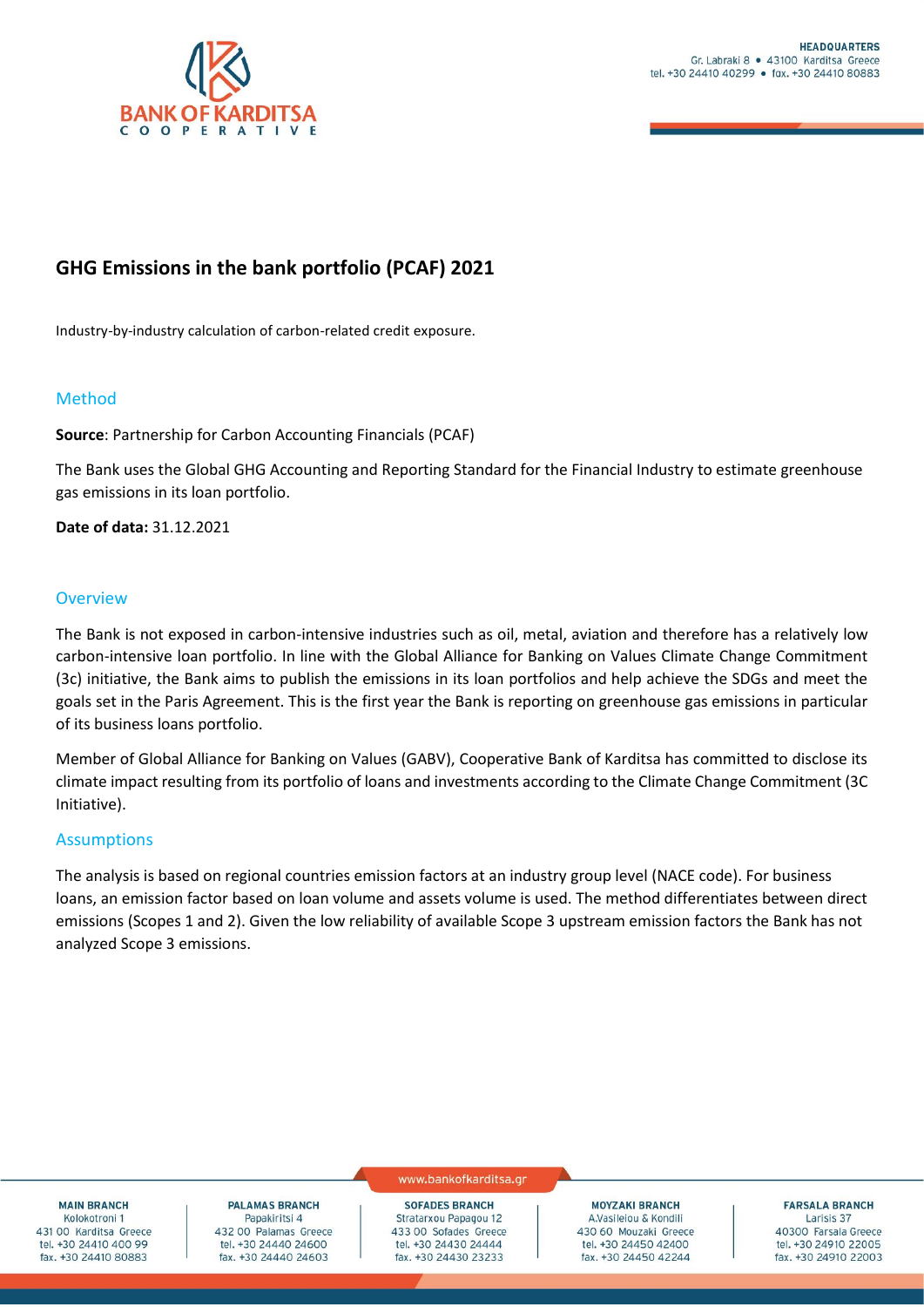# GHG Emissions in the bank portfolio (PCAF) 2021

Industry-by-industry calculation of carbon-related credit exposure.

## Method

**Source**: Partnership for Carbon Accounting Financials (PCAF)

The Bank uses the Global GHG Accounting and Reporting Standard for the Financial Industry to estimate greenhouse gas emissions in its loan portfolio.

**Date of data:** 31.12.2021

## Overview

The Bank is not exposed in carbon-intensive industries such as oil, metal, aviation and therefore has a relatively low carbon-intensive loan portfolio. In line with the Global Alliance for Banking on Values Climate Change Commitment (3c) initiative, the Bank aims to publish the emissions in its loan portfolios and help achieve the SDGs and meet the goals set in the Paris Agreement. This is the first year the Bank is reporting on greenhouse gas emissions in particular of its business loans portfolio.

Member of Global Alliance for Banking on Values (GABV), Cooperative Bank of Karditsa has committed to disclose its climate impact resulting from its portfolio of loans and investments according to the Climate Change Commitment (3C Initiative).

## Assumptions

The analysis is based on regional countries emission factors at an industry group level (NACE code). For business loans, an emission factor based on loan volume and assets volume is used. The method differentiates between direct emissions (Scopes 1 and 2). Given the low reliability of available Scope 3 upstream emission factors the Bank has not analyzed Scope 3 emissions.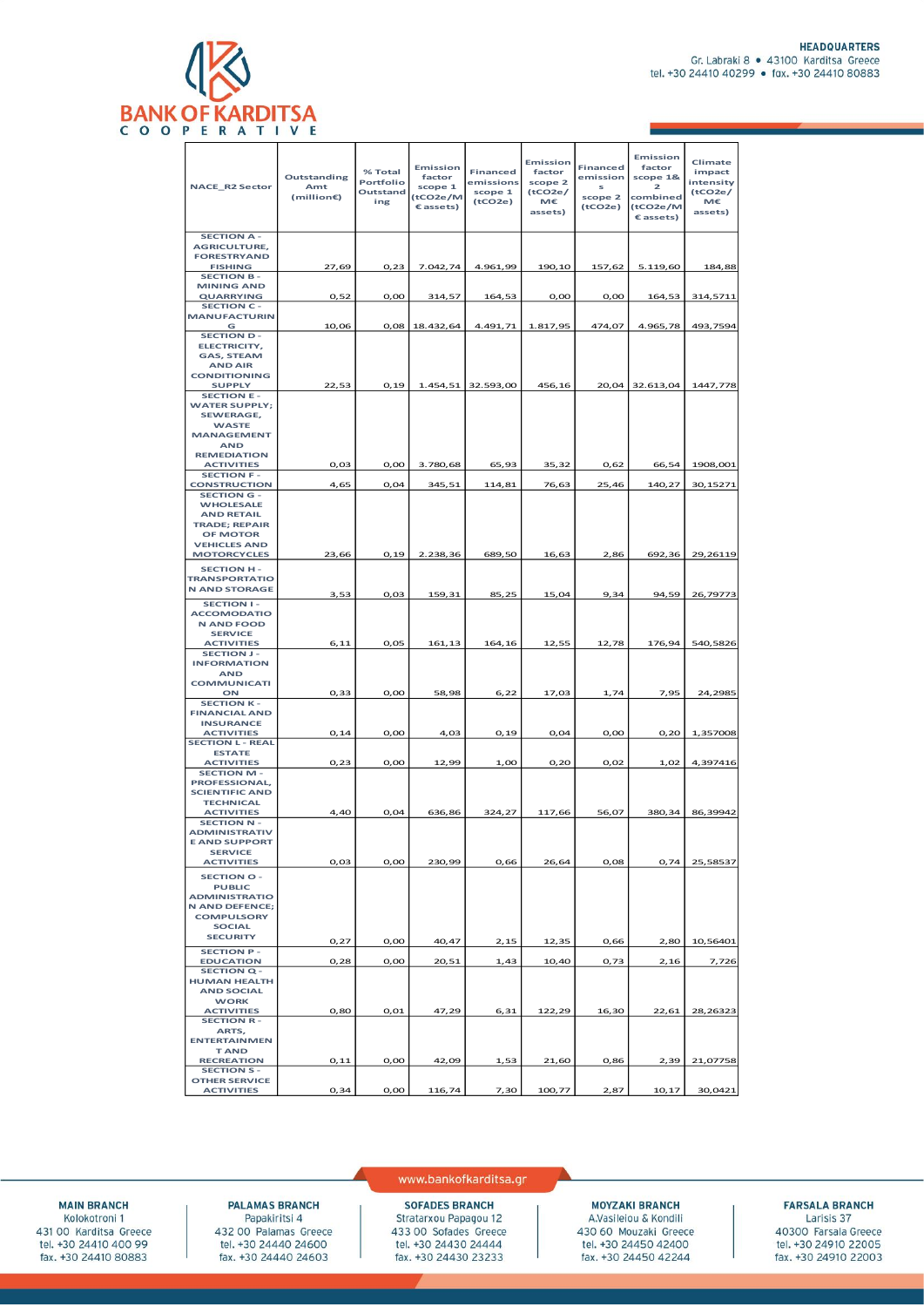| NACE_R2 Sector | Outstanding Amt (million€) | % Total Portfolio Outstanding | Emission factor scope 1 (tCO2e/M€ assets) | Financed emissions scope 1 (tCO2e) | Emission factor scope 2 (tCO2e/ M€ assets) | Financed emissions scope 2 (tCO2e) | Emission factor scope 1& 2 combined (tCO2e/M€ assets) | Climate impact intensity (tCO2e/ M€ assets) |
|---|---|---|---|---|---|---|---|---|
| SECTION A - AGRICULTURE, FORESTRYAND FISHING | 27,69 | 0,23 | 7.042,74 | 4.961,99 | 190,10 | 157,62 | 5.119,60 | 184,88 |
| SECTION B - MINING AND QUARRYING | 0,52 | 0,00 | 314,57 | 164,53 | 0,00 | 0,00 | 164,53 | 314,5711 |
| SECTION C - MANUFACTURING | 10,06 | 0,08 | 18.432,64 | 4.491,71 | 1.817,95 | 474,07 | 4.965,78 | 493,7594 |
| SECTION D - ELECTRICITY, GAS, STEAM AND AIR CONDITIONING SUPPLY | 22,53 | 0,19 | 1.454,51 | 32.593,00 | 456,16 | 20,04 | 32.613,04 | 1447,778 |
| SECTION E - WATER SUPPLY; SEWERAGE, WASTE MANAGEMENT AND REMEDIATION ACTIVITIES | 0,03 | 0,00 | 3.780,68 | 65,93 | 35,32 | 0,62 | 66,54 | 1908,001 |
| SECTION F - CONSTRUCTION | 4,65 | 0,04 | 345,51 | 114,81 | 76,63 | 25,46 | 140,27 | 30,15271 |
| SECTION G - WHOLESALE AND RETAIL TRADE; REPAIR OF MOTOR VEHICLES AND MOTORCYCLES | 23,66 | 0,19 | 2.238,36 | 689,50 | 16,63 | 2,86 | 692,36 | 29,26119 |
| SECTION H - TRANSPORTATION AND STORAGE | 3,53 | 0,03 | 159,31 | 85,25 | 15,04 | 9,34 | 94,59 | 26,79773 |
| SECTION I - ACCOMODATION AND FOOD SERVICE ACTIVITIES | 6,11 | 0,05 | 161,13 | 164,16 | 12,55 | 12,78 | 176,94 | 540,5826 |
| SECTION J - INFORMATION AND COMMUNICATION | 0,33 | 0,00 | 58,98 | 6,22 | 17,03 | 1,74 | 7,95 | 24,2985 |
| SECTION K - FINANCIAL AND INSURANCE ACTIVITIES | 0,14 | 0,00 | 4,03 | 0,19 | 0,04 | 0,00 | 0,20 | 1,357008 |
| SECTION L - REAL ESTATE ACTIVITIES | 0,23 | 0,00 | 12,99 | 1,00 | 0,20 | 0,02 | 1,02 | 4,397416 |
| SECTION M - PROFESSIONAL, SCIENTIFIC AND TECHNICAL ACTIVITIES | 4,40 | 0,04 | 636,86 | 324,27 | 117,66 | 56,07 | 380,34 | 86,39942 |
| SECTION N - ADMINISTRATIVE AND SUPPORT SERVICE ACTIVITIES | 0,03 | 0,00 | 230,99 | 0,66 | 26,64 | 0,08 | 0,74 | 25,58537 |
| SECTION O - PUBLIC ADMINISTRATION AND DEFENCE; COMPULSORY SOCIAL SECURITY | 0,27 | 0,00 | 40,47 | 2,15 | 12,35 | 0,66 | 2,80 | 10,56401 |
| SECTION P - EDUCATION | 0,28 | 0,00 | 20,51 | 1,43 | 10,40 | 0,73 | 2,16 | 7,726 |
| SECTION Q - HUMAN HEALTH AND SOCIAL WORK ACTIVITIES | 0,80 | 0,01 | 47,29 | 6,31 | 122,29 | 16,30 | 22,61 | 28,26323 |
| SECTION R - ARTS, ENTERTAINMENT AND RECREATION | 0,11 | 0,00 | 42,09 | 1,53 | 21,60 | 0,86 | 2,39 | 21,07758 |
| SECTION S - OTHER SERVICE ACTIVITIES | 0,34 | 0,00 | 116,74 | 7,30 | 100,77 | 2,87 | 10,17 | 30,0421 |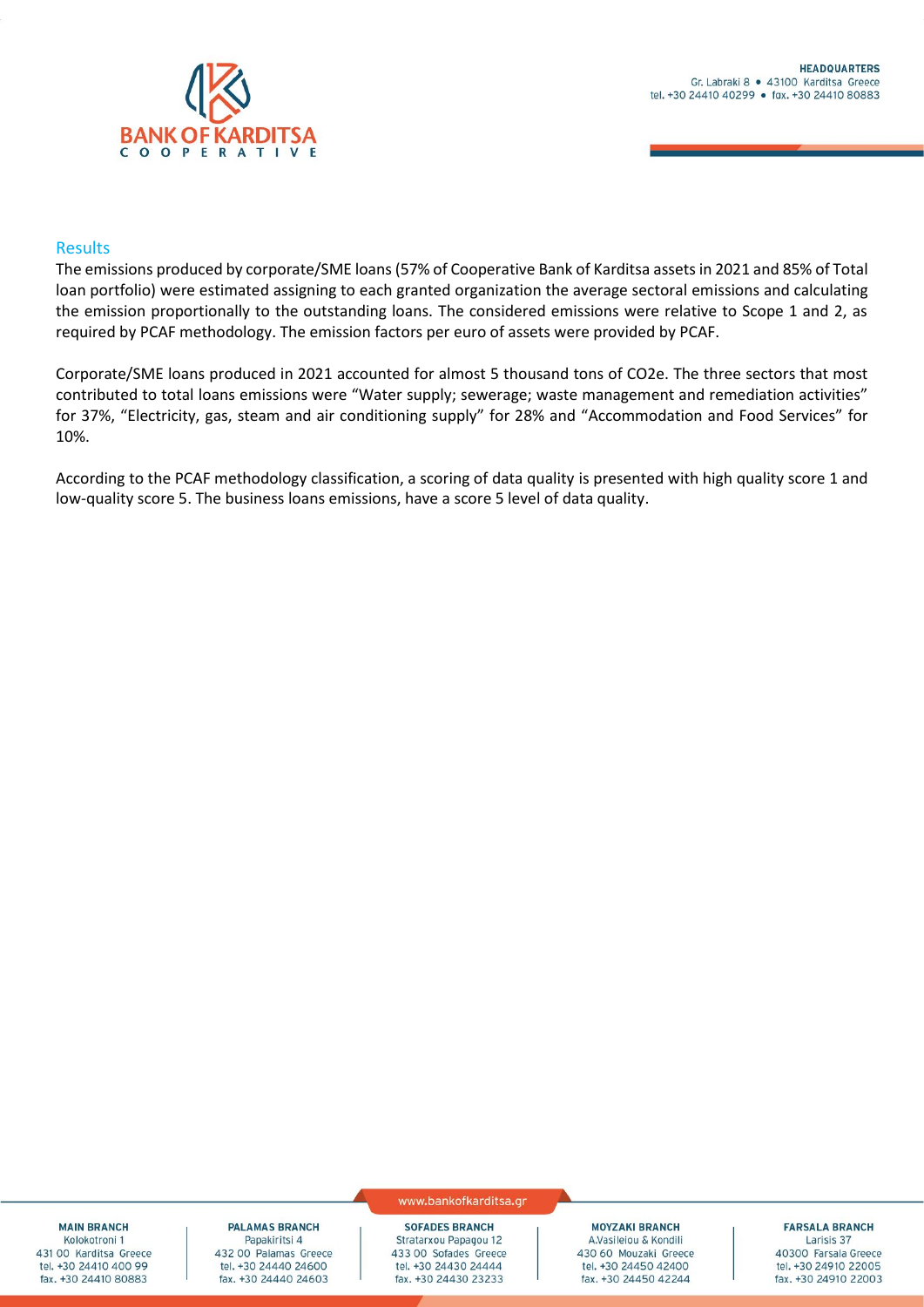## Results

The emissions produced by corporate/SME loans (57% of Cooperative Bank of Karditsa assets in 2021 and 85% of Total loan portfolio) were estimated assigning to each granted organization the average sectoral emissions and calculating the emission proportionally to the outstanding loans. The considered emissions were relative to Scope 1 and 2, as required by PCAF methodology. The emission factors per euro of assets were provided by PCAF.

Corporate/SME loans produced in 2021 accounted for almost 5 thousand tons of $CO_2e$. The three sectors that most contributed to total loans emissions were "Water supply; sewerage; waste management and remediation activities" for 37%, "Electricity, gas, steam and air conditioning supply" for 28% and "Accommodation and Food Services" for 10%.

According to the PCAF methodology classification, a scoring of data quality is presented with high quality score 1 and low-quality score 5. The business loans emissions, have a score 5 level of data quality.